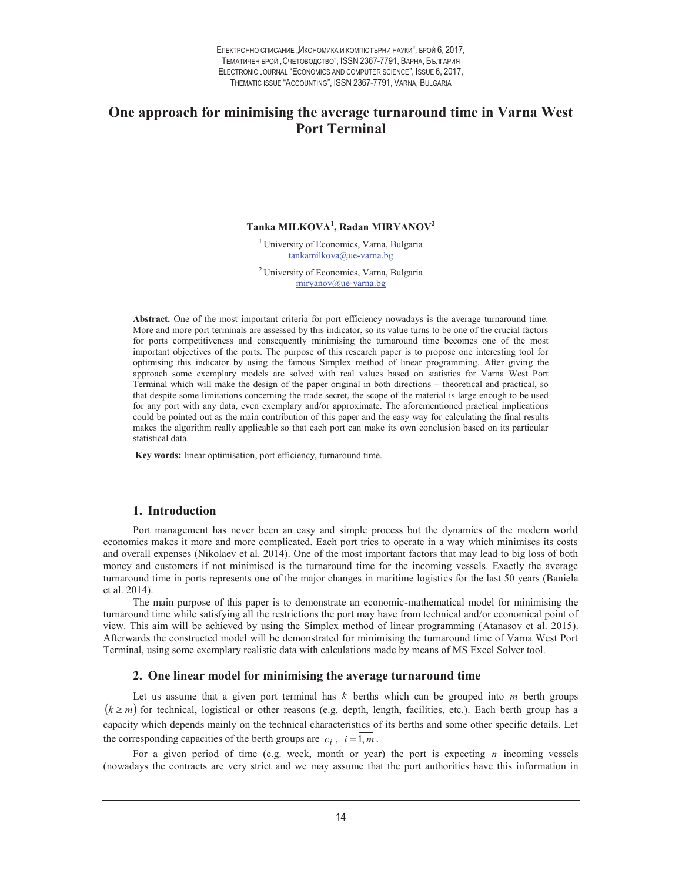# One approach for minimising the average turnaround time in Varna West Port Terminal

**Tanka MILKOVA[1], Radan MIRYANOV[2]**

[1] University of Economics, Varna, Bulgaria
tankamilkova@ue-varna.bg

[2] University of Economics, Varna, Bulgaria
miryanov@ue-varna.bg

**Abstract.** One of the most important criteria for port efficiency nowadays is the average turnaround time. More and more port terminals are assessed by this indicator, so its value turns to be one of the crucial factors for ports competitiveness and consequently minimising the turnaround time becomes one of the most important objectives of the ports. The purpose of this research paper is to propose one interesting tool for optimising this indicator by using the famous Simplex method of linear programming. After giving the approach some exemplary models are solved with real values based on statistics for Varna West Port Terminal which will make the design of the paper original in both directions – theoretical and practical, so that despite some limitations concerning the trade secret, the scope of the material is large enough to be used for any port with any data, even exemplary and/or approximate. The aforementioned practical implications could be pointed out as the main contribution of this paper and the easy way for calculating the final results makes the algorithm really applicable so that each port can make its own conclusion based on its particular statistical data.

**Key words:** linear optimisation, port efficiency, turnaround time.

## 1. Introduction

Port management has never been an easy and simple process but the dynamics of the modern world economics makes it more and more complicated. Each port tries to operate in a way which minimises its costs and overall expenses (Nikolaev et al. 2014). One of the most important factors that may lead to big loss of both money and customers if not minimised is the turnaround time for the incoming vessels. Exactly the average turnaround time in ports represents one of the major changes in maritime logistics for the last 50 years (Baniela et al. 2014).

The main purpose of this paper is to demonstrate an economic-mathematical model for minimising the turnaround time while satisfying all the restrictions the port may have from technical and/or economical point of view. This aim will be achieved by using the Simplex method of linear programming (Atanasov et al. 2015). Afterwards the constructed model will be demonstrated for minimising the turnaround time of Varna West Port Terminal, using some exemplary realistic data with calculations made by means of MS Excel Solver tool.

## 2. One linear model for minimising the average turnaround time

Let us assume that a given port terminal has $k$ berths which can be grouped into $m$ berth groups $(k \geq m)$ for technical, logistical or other reasons (e.g. depth, length, facilities, etc.). Each berth group has a capacity which depends mainly on the technical characteristics of its berths and some other specific details. Let the corresponding capacities of the berth groups are $c_i$, $i = \overline{1, m}$.

For a given period of time (e.g. week, month or year) the port is expecting $n$ incoming vessels (nowadays the contracts are very strict and we may assume that the port authorities have this information in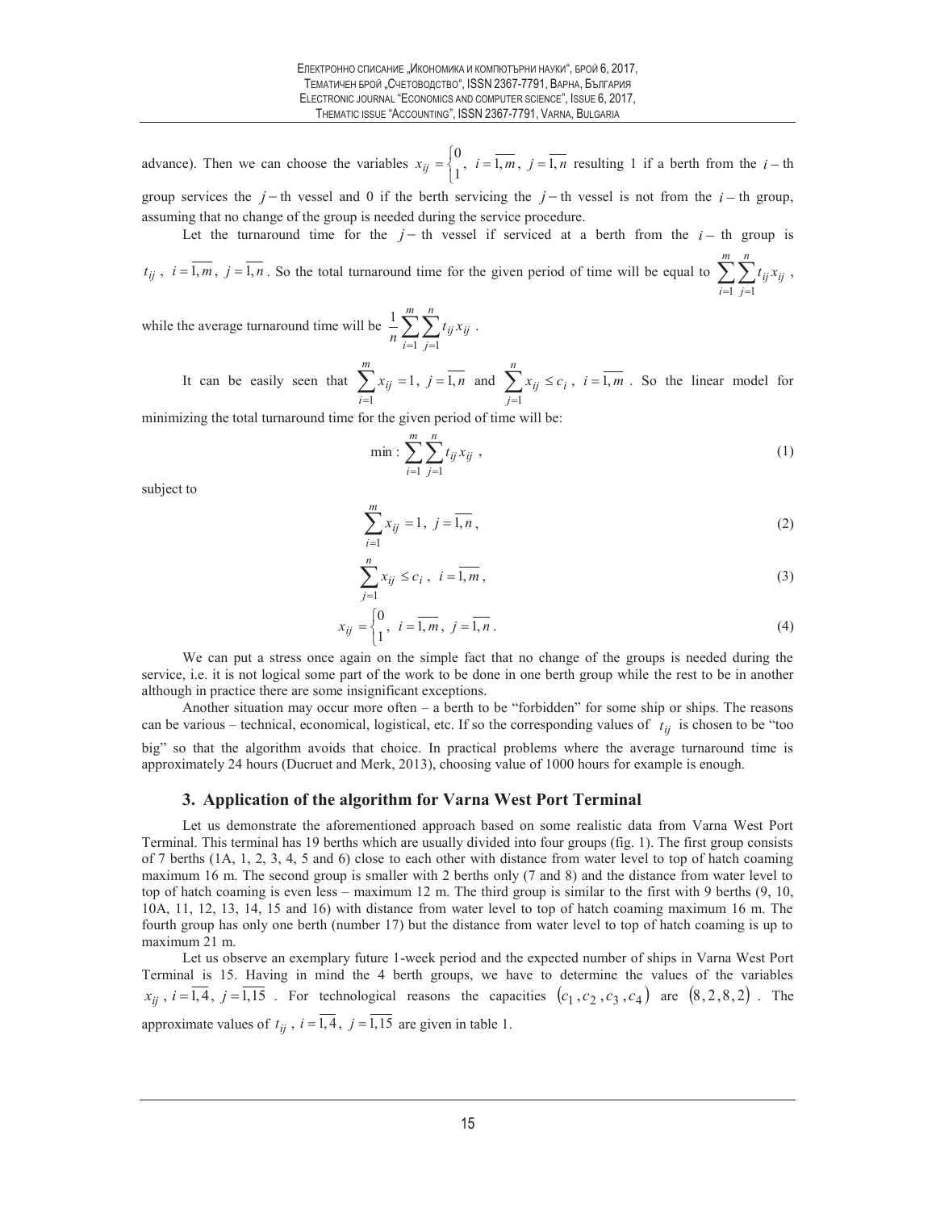advance). Then we can choose the variables $x_{ij} = \begin{cases} 0 \\ 1 \end{cases}, \; i = \overline{1,m}, \; j = \overline{1,n}$ resulting 1 if a berth from the $i-$th group services the $j-$th vessel and 0 if the berth servicing the $j-$th vessel is not from the $i-$th group, assuming that no change of the group is needed during the service procedure.

Let the turnaround time for the $j-$th vessel if serviced at a berth from the $i-$th group is $t_{ij}, \; i = \overline{1,m}, \; j = \overline{1,n}$. So the total turnaround time for the given period of time will be equal to $\sum_{i=1}^{m} \sum_{j=1}^{n} t_{ij} x_{ij}$, while the average turnaround time will be $\frac{1}{n} \sum_{i=1}^{m} \sum_{j=1}^{n} t_{ij} x_{ij}$.

It can be easily seen that $\sum_{i=1}^{m} x_{ij} = 1, \; j = \overline{1,n}$ and $\sum_{j=1}^{n} x_{ij} \le c_i, \; i = \overline{1,m}$. So the linear model for minimizing the total turnaround time for the given period of time will be:

$$\min : \sum_{i=1}^{m} \sum_{j=1}^{n} t_{ij} x_{ij} , \tag{1}$$

subject to

$$\sum_{i=1}^{m} x_{ij} = 1, \; j = \overline{1,n}, \tag{2}$$

$$\sum_{j=1}^{n} x_{ij} \le c_i, \; i = \overline{1,m}, \tag{3}$$

$$x_{ij} = \begin{cases} 0 \\ 1 \end{cases}, \; i = \overline{1,m}, \; j = \overline{1,n}. \tag{4}$$

We can put a stress once again on the simple fact that no change of the groups is needed during the service, i.e. it is not logical some part of the work to be done in one berth group while the rest to be in another although in practice there are some insignificant exceptions.

Another situation may occur more often – a berth to be "forbidden" for some ship or ships. The reasons can be various – technical, economical, logistical, etc. If so the corresponding values of $t_{ij}$ is chosen to be "too big" so that the algorithm avoids that choice. In practical problems where the average turnaround time is approximately 24 hours (Ducruet and Merk, 2013), choosing value of 1000 hours for example is enough.

## 3. Application of the algorithm for Varna West Port Terminal

Let us demonstrate the aforementioned approach based on some realistic data from Varna West Port Terminal. This terminal has 19 berths which are usually divided into four groups (fig. 1). The first group consists of 7 berths (1A, 1, 2, 3, 4, 5 and 6) close to each other with distance from water level to top of hatch coaming maximum 16 m. The second group is smaller with 2 berths only (7 and 8) and the distance from water level to top of hatch coaming is even less – maximum 12 m. The third group is similar to the first with 9 berths (9, 10, 10A, 11, 12, 13, 14, 15 and 16) with distance from water level to top of hatch coaming maximum 16 m. The fourth group has only one berth (number 17) but the distance from water level to top of hatch coaming is up to maximum 21 m.

Let us observe an exemplary future 1-week period and the expected number of ships in Varna West Port Terminal is 15. Having in mind the 4 berth groups, we have to determine the values of the variables $x_{ij}, \; i = \overline{1,4}, \; j = \overline{1,15}$. For technological reasons the capacities $(c_1, c_2, c_3, c_4)$ are $(8, 2, 8, 2)$. The approximate values of $t_{ij}, \; i = \overline{1,4}, \; j = \overline{1,15}$ are given in table 1.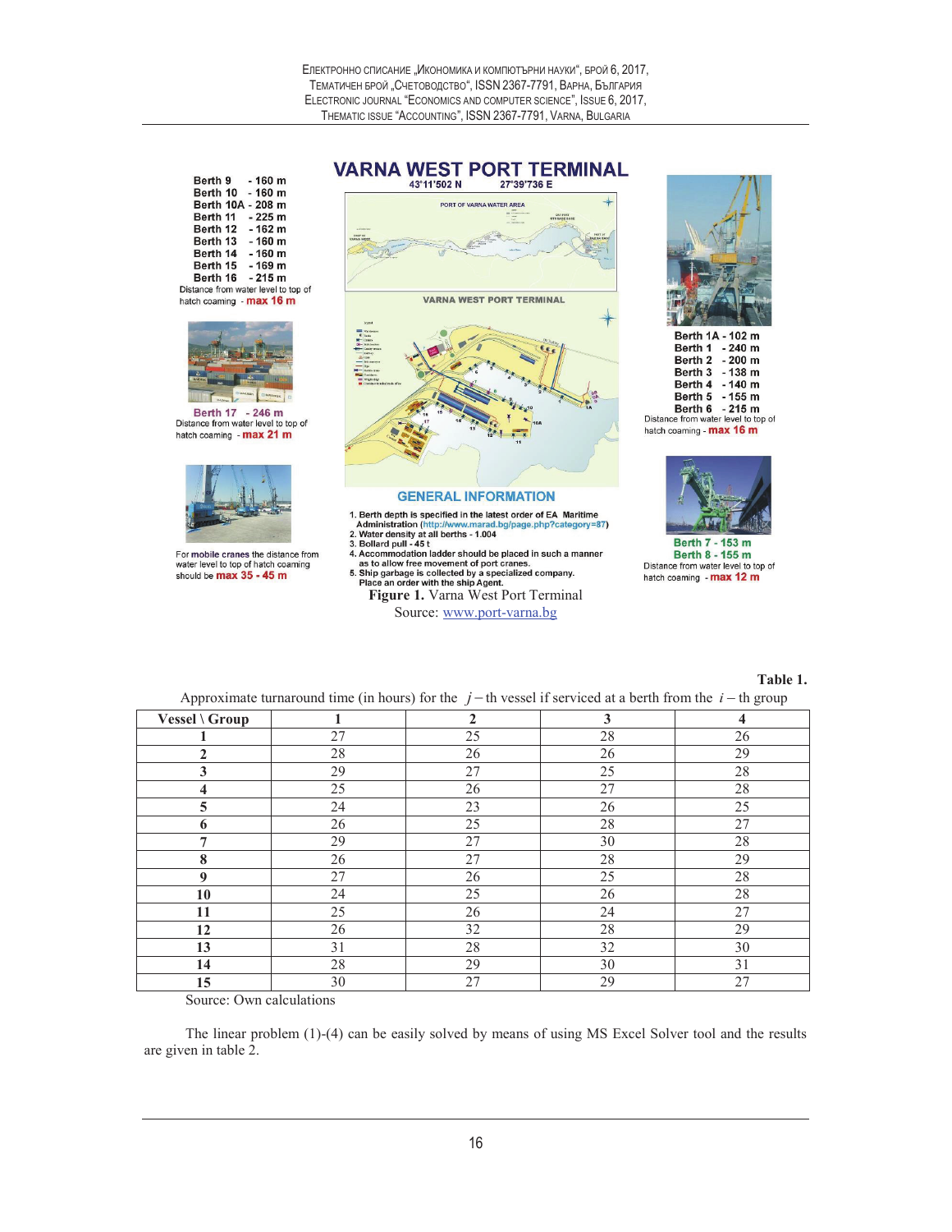**Figure 1.** Varna West Port Terminal

Source: www.port-varna.bg

**Table 1.**

Approximate turnaround time (in hours) for the $j$ – th vessel if serviced at a berth from the $i$ – th group

| Vessel \ Group | 1 | 2 | 3 | 4 |
|---|---|---|---|---|
| 1 | 27 | 25 | 28 | 26 |
| 2 | 28 | 26 | 26 | 29 |
| 3 | 29 | 27 | 25 | 28 |
| 4 | 25 | 26 | 27 | 28 |
| 5 | 24 | 23 | 26 | 25 |
| 6 | 26 | 25 | 28 | 27 |
| 7 | 29 | 27 | 30 | 28 |
| 8 | 26 | 27 | 28 | 29 |
| 9 | 27 | 26 | 25 | 28 |
| 10 | 24 | 25 | 26 | 28 |
| 11 | 25 | 26 | 24 | 27 |
| 12 | 26 | 32 | 28 | 29 |
| 13 | 31 | 28 | 32 | 30 |
| 14 | 28 | 29 | 30 | 31 |
| 15 | 30 | 27 | 29 | 27 |

Source: Own calculations

The linear problem (1)-(4) can be easily solved by means of using MS Excel Solver tool and the results are given in table 2.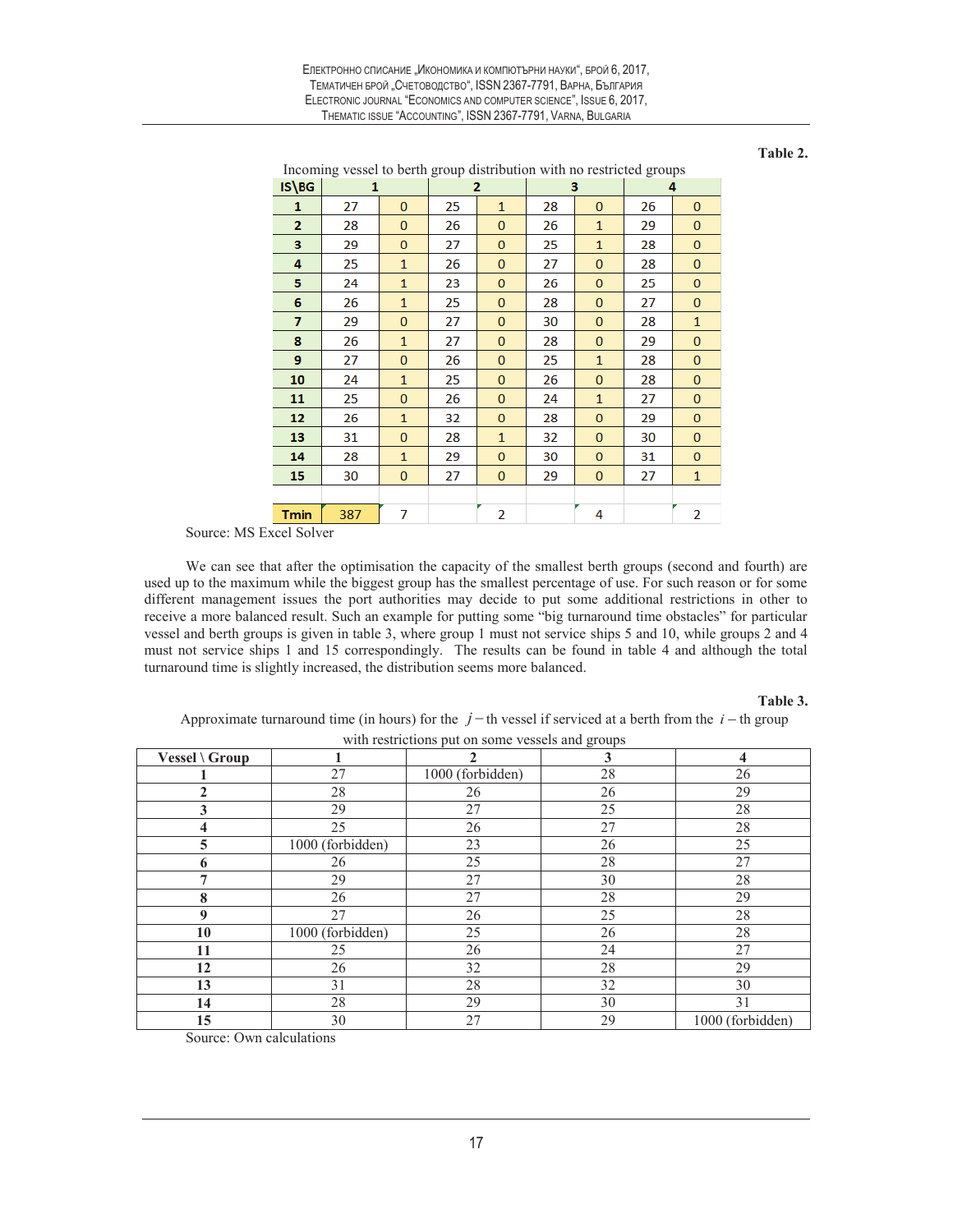**Table 2.**

Incoming vessel to berth group distribution with no restricted groups

| IS\BG | 1 | | 2 | | 3 | | 4 | |
|---|---|---|---|---|---|---|---|---|
| 1 | 27 | 0 | 25 | 1 | 28 | 0 | 26 | 0 |
| 2 | 28 | 0 | 26 | 0 | 26 | 1 | 29 | 0 |
| 3 | 29 | 0 | 27 | 0 | 25 | 1 | 28 | 0 |
| 4 | 25 | 1 | 26 | 0 | 27 | 0 | 28 | 0 |
| 5 | 24 | 1 | 23 | 0 | 26 | 0 | 25 | 0 |
| 6 | 26 | 1 | 25 | 0 | 28 | 0 | 27 | 0 |
| 7 | 29 | 0 | 27 | 0 | 30 | 0 | 28 | 1 |
| 8 | 26 | 1 | 27 | 0 | 28 | 0 | 29 | 0 |
| 9 | 27 | 0 | 26 | 0 | 25 | 1 | 28 | 0 |
| 10 | 24 | 1 | 25 | 0 | 26 | 0 | 28 | 0 |
| 11 | 25 | 0 | 26 | 0 | 24 | 1 | 27 | 0 |
| 12 | 26 | 1 | 32 | 0 | 28 | 0 | 29 | 0 |
| 13 | 31 | 0 | 28 | 1 | 32 | 0 | 30 | 0 |
| 14 | 28 | 1 | 29 | 0 | 30 | 0 | 31 | 0 |
| 15 | 30 | 0 | 27 | 0 | 29 | 0 | 27 | 1 |
| | | | | | | | | |
| Tmin | 387 | 7 | | 2 | | 4 | | 2 |

Source: MS Excel Solver

We can see that after the optimisation the capacity of the smallest berth groups (second and fourth) are used up to the maximum while the biggest group has the smallest percentage of use. For such reason or for some different management issues the port authorities may decide to put some additional restrictions in other to receive a more balanced result. Such an example for putting some "big turnaround time obstacles" for particular vessel and berth groups is given in table 3, where group 1 must not service ships 5 and 10, while groups 2 and 4 must not service ships 1 and 15 correspondingly. The results can be found in table 4 and although the total turnaround time is slightly increased, the distribution seems more balanced.

**Table 3.**

Approximate turnaround time (in hours) for the $j-$th vessel if serviced at a berth from the $i-$th group with restrictions put on some vessels and groups

| Vessel \ Group | 1 | 2 | 3 | 4 |
|---|---|---|---|---|
| 1 | 27 | 1000 (forbidden) | 28 | 26 |
| 2 | 28 | 26 | 26 | 29 |
| 3 | 29 | 27 | 25 | 28 |
| 4 | 25 | 26 | 27 | 28 |
| 5 | 1000 (forbidden) | 23 | 26 | 25 |
| 6 | 26 | 25 | 28 | 27 |
| 7 | 29 | 27 | 30 | 28 |
| 8 | 26 | 27 | 28 | 29 |
| 9 | 27 | 26 | 25 | 28 |
| 10 | 1000 (forbidden) | 25 | 26 | 28 |
| 11 | 25 | 26 | 24 | 27 |
| 12 | 26 | 32 | 28 | 29 |
| 13 | 31 | 28 | 32 | 30 |
| 14 | 28 | 29 | 30 | 31 |
| 15 | 30 | 27 | 29 | 1000 (forbidden) |

Source: Own calculations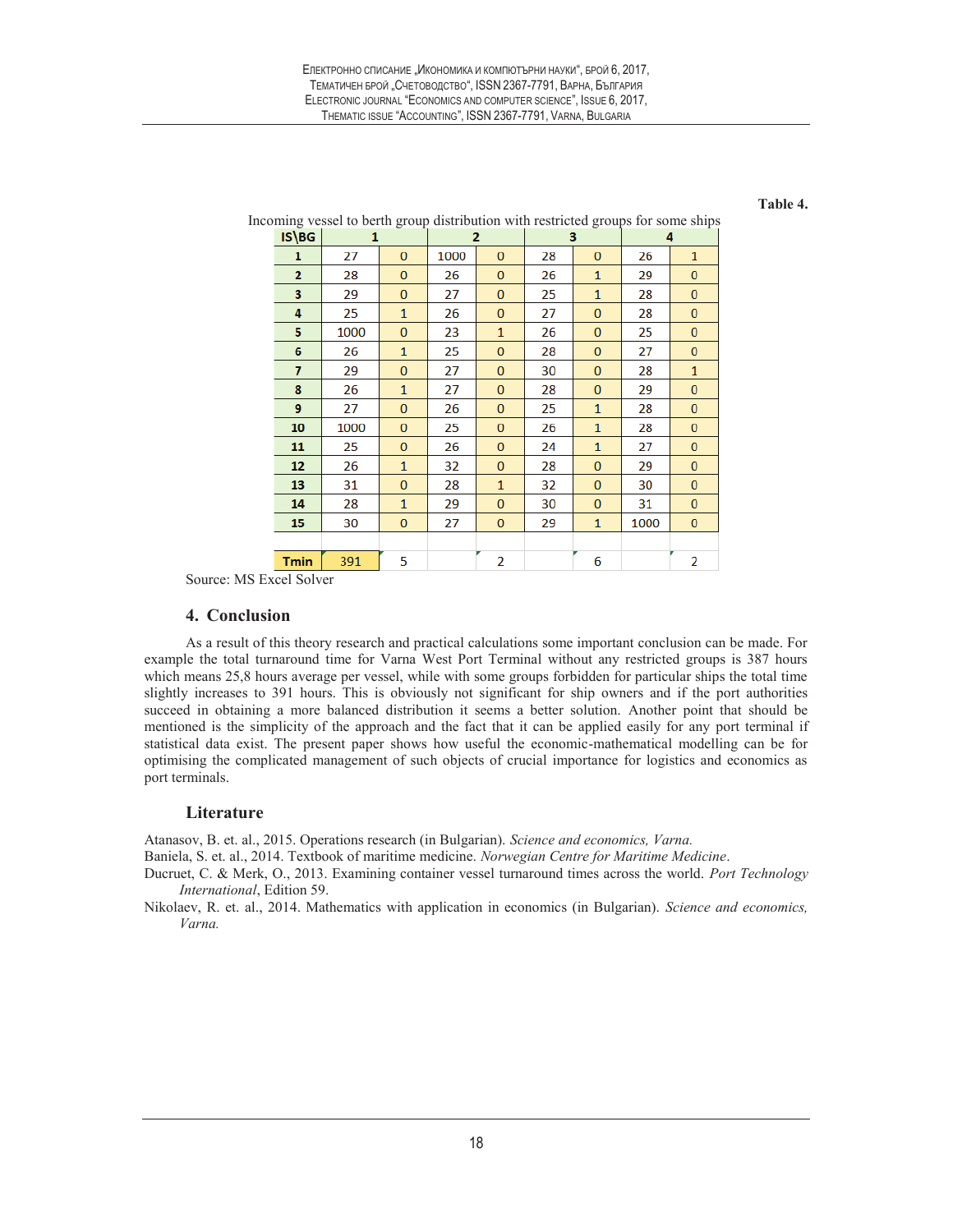**Table 4.**

Incoming vessel to berth group distribution with restricted groups for some ships

| IS\BG | 1 | | 2 | | 3 | | 4 | |
|---|---|---|---|---|---|---|---|---|
| 1 | 27 | 0 | 1000 | 0 | 28 | 0 | 26 | 1 |
| 2 | 28 | 0 | 26 | 0 | 26 | 1 | 29 | 0 |
| 3 | 29 | 0 | 27 | 0 | 25 | 1 | 28 | 0 |
| 4 | 25 | 1 | 26 | 0 | 27 | 0 | 28 | 0 |
| 5 | 1000 | 0 | 23 | 1 | 26 | 0 | 25 | 0 |
| 6 | 26 | 1 | 25 | 0 | 28 | 0 | 27 | 0 |
| 7 | 29 | 0 | 27 | 0 | 30 | 0 | 28 | 1 |
| 8 | 26 | 1 | 27 | 0 | 28 | 0 | 29 | 0 |
| 9 | 27 | 0 | 26 | 0 | 25 | 1 | 28 | 0 |
| 10 | 1000 | 0 | 25 | 0 | 26 | 1 | 28 | 0 |
| 11 | 25 | 0 | 26 | 0 | 24 | 1 | 27 | 0 |
| 12 | 26 | 1 | 32 | 0 | 28 | 0 | 29 | 0 |
| 13 | 31 | 0 | 28 | 1 | 32 | 0 | 30 | 0 |
| 14 | 28 | 1 | 29 | 0 | 30 | 0 | 31 | 0 |
| 15 | 30 | 0 | 27 | 0 | 29 | 1 | 1000 | 0 |
| | | | | | | | | |
| Tmin | 391 | 5 | | 2 | | 6 | | 2 |

Source: MS Excel Solver

## 4. Conclusion

As a result of this theory research and practical calculations some important conclusion can be made. For example the total turnaround time for Varna West Port Terminal without any restricted groups is 387 hours which means 25,8 hours average per vessel, while with some groups forbidden for particular ships the total time slightly increases to 391 hours. This is obviously not significant for ship owners and if the port authorities succeed in obtaining a more balanced distribution it seems a better solution. Another point that should be mentioned is the simplicity of the approach and the fact that it can be applied easily for any port terminal if statistical data exist. The present paper shows how useful the economic-mathematical modelling can be for optimising the complicated management of such objects of crucial importance for logistics and economics as port terminals.

## Literature

Atanasov, B. et. al., 2015. Operations research (in Bulgarian). *Science and economics, Varna.*

Baniela, S. et. al., 2014. Textbook of maritime medicine. *Norwegian Centre for Maritime Medicine*.

Ducruet, C. & Merk, O., 2013. Examining container vessel turnaround times across the world. *Port Technology International*, Edition 59.

Nikolaev, R. et. al., 2014. Mathematics with application in economics (in Bulgarian). *Science and economics, Varna.*